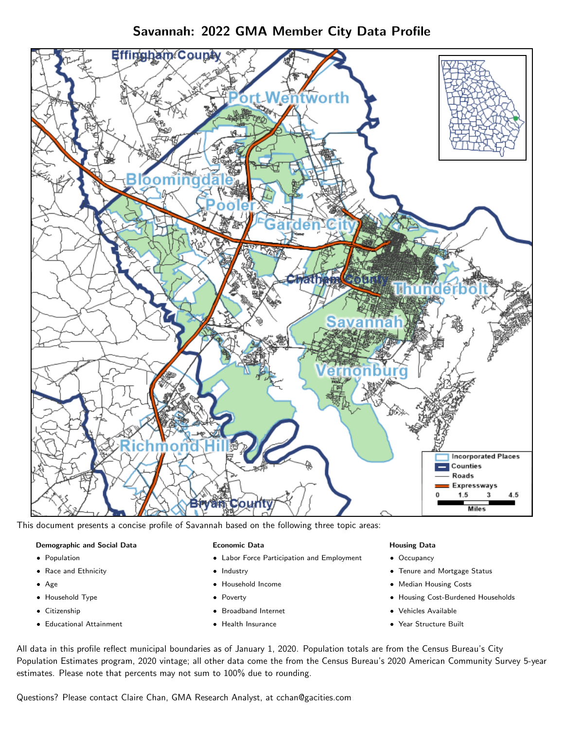# Savannah: 2022 GMA Member City Data Profile

This document presents a concise profile of Savannah based on the following three topic areas:

**Demographic and Social Data**

- Population
- Race and Ethnicity
- Age
- Household Type
- Citizenship
- Educational Attainment

**Economic Data**

- Labor Force Participation and Employment
- Industry
- Household Income
- Poverty
- Broadband Internet
- Health Insurance

**Housing Data**

- Occupancy
- Tenure and Mortgage Status
- Median Housing Costs
- Housing Cost-Burdened Households
- Vehicles Available
- Year Structure Built

All data in this profile reflect municipal boundaries as of January 1, 2020. Population totals are from the Census Bureau's City Population Estimates program, 2020 vintage; all other data come the from the Census Bureau's 2020 American Community Survey 5-year estimates. Please note that percents may not sum to 100% due to rounding.

Questions? Please contact Claire Chan, GMA Research Analyst, at cchan@gacities.com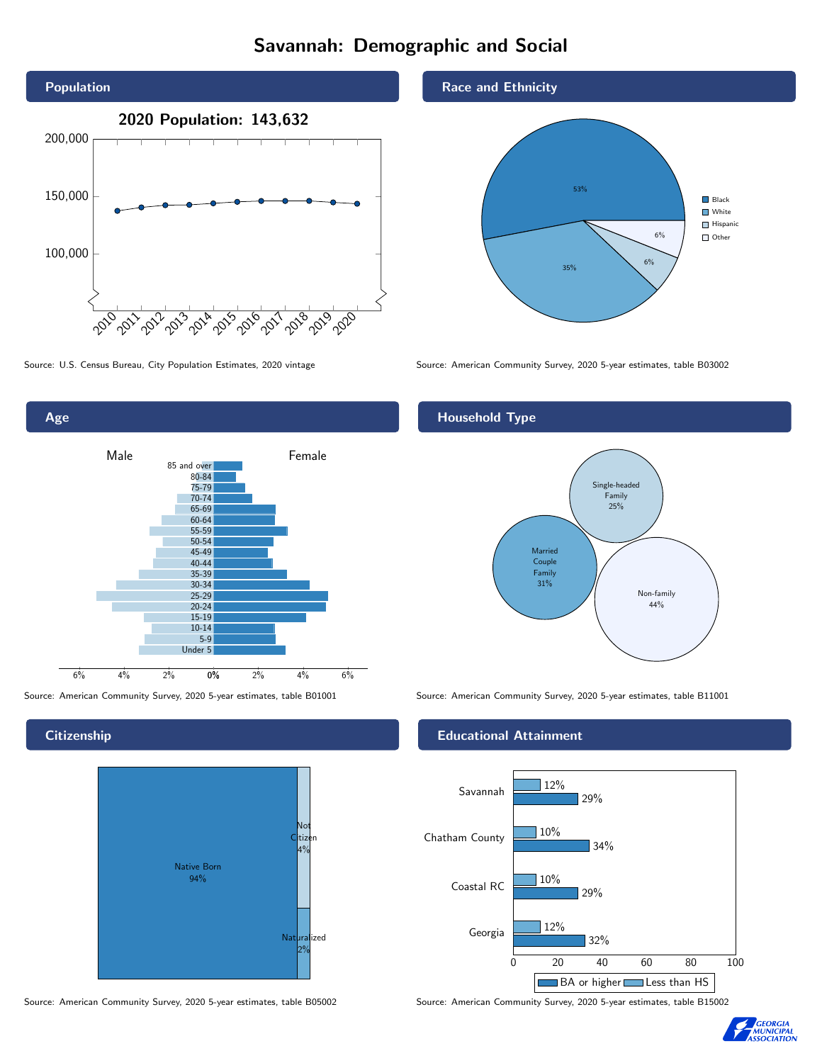# Savannah: Demographic and Social

## Population

**2020 Population: 143,632**

Source: U.S. Census Bureau, City Population Estimates, 2020 vintage

## Race and Ethnicity

| Race/Ethnicity | Percent |
| --- | --- |
| Black | 53% |
| White | 35% |
| Hispanic | 6% |
| Other | 6% |

Source: American Community Survey, 2020 5-year estimates, table B03002

## Age

Source: American Community Survey, 2020 5-year estimates, table B01001

## Household Type

| Household Type | Percent |
| --- | --- |
| Married Couple Family | 31% |
| Single-headed Family | 25% |
| Non-family | 44% |

Source: American Community Survey, 2020 5-year estimates, table B11001

## Citizenship

| Citizenship | Percent |
| --- | --- |
| Native Born | 94% |
| Not Citizen | 4% |
| Naturalized | 2% |

Source: American Community Survey, 2020 5-year estimates, table B05002

## Educational Attainment

| Area | Less than HS | BA or higher |
| --- | --- | --- |
| Savannah | 12% | 29% |
| Chatham County | 10% | 34% |
| Coastal RC | 10% | 29% |
| Georgia | 12% | 32% |

Source: American Community Survey, 2020 5-year estimates, table B15002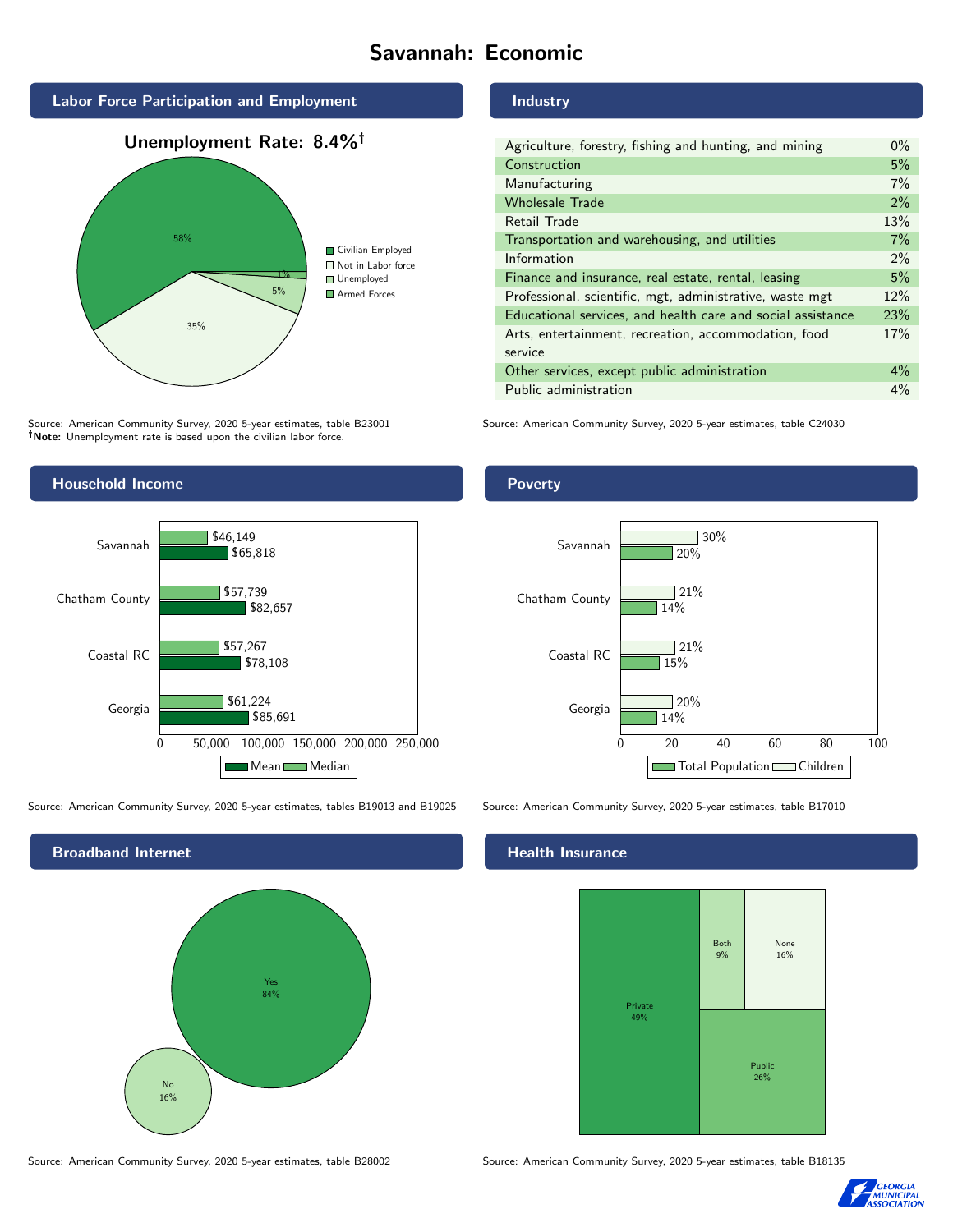# Savannah: Economic

## Labor Force Participation and Employment

**Unemployment Rate: 8.4%†**

| Category | Percent |
|---|---|
| Civilian Employed | 58% |
| Not in Labor force | 35% |
| Unemployed | 5% |
| Armed Forces | 1% |

Source: American Community Survey, 2020 5-year estimates, table B23001
**†Note:** Unemployment rate is based upon the civilian labor force.

## Industry

| Industry | Percent |
|---|---|
| Agriculture, forestry, fishing and hunting, and mining | 0% |
| Construction | 5% |
| Manufacturing | 7% |
| Wholesale Trade | 2% |
| Retail Trade | 13% |
| Transportation and warehousing, and utilities | 7% |
| Information | 2% |
| Finance and insurance, real estate, rental, leasing | 5% |
| Professional, scientific, mgt, administrative, waste mgt | 12% |
| Educational services, and health care and social assistance | 23% |
| Arts, entertainment, recreation, accommodation, food service | 17% |
| Other services, except public administration | 4% |
| Public administration | 4% |

Source: American Community Survey, 2020 5-year estimates, table C24030

## Household Income

| Place | Median | Mean |
|---|---|---|
| Savannah | $46,149 | $65,818 |
| Chatham County | $57,739 | $82,657 |
| Coastal RC | $57,267 | $78,108 |
| Georgia | $61,224 | $85,691 |

Source: American Community Survey, 2020 5-year estimates, tables B19013 and B19025

## Poverty

| Place | Children | Total Population |
|---|---|---|
| Savannah | 30% | 20% |
| Chatham County | 21% | 14% |
| Coastal RC | 21% | 15% |
| Georgia | 20% | 14% |

Source: American Community Survey, 2020 5-year estimates, table B17010

## Broadband Internet

| Response | Percent |
|---|---|
| Yes | 84% |
| No | 16% |

Source: American Community Survey, 2020 5-year estimates, table B28002

## Health Insurance

| Type | Percent |
|---|---|
| Private | 49% |
| Both | 9% |
| None | 16% |
| Public | 26% |

Source: American Community Survey, 2020 5-year estimates, table B18135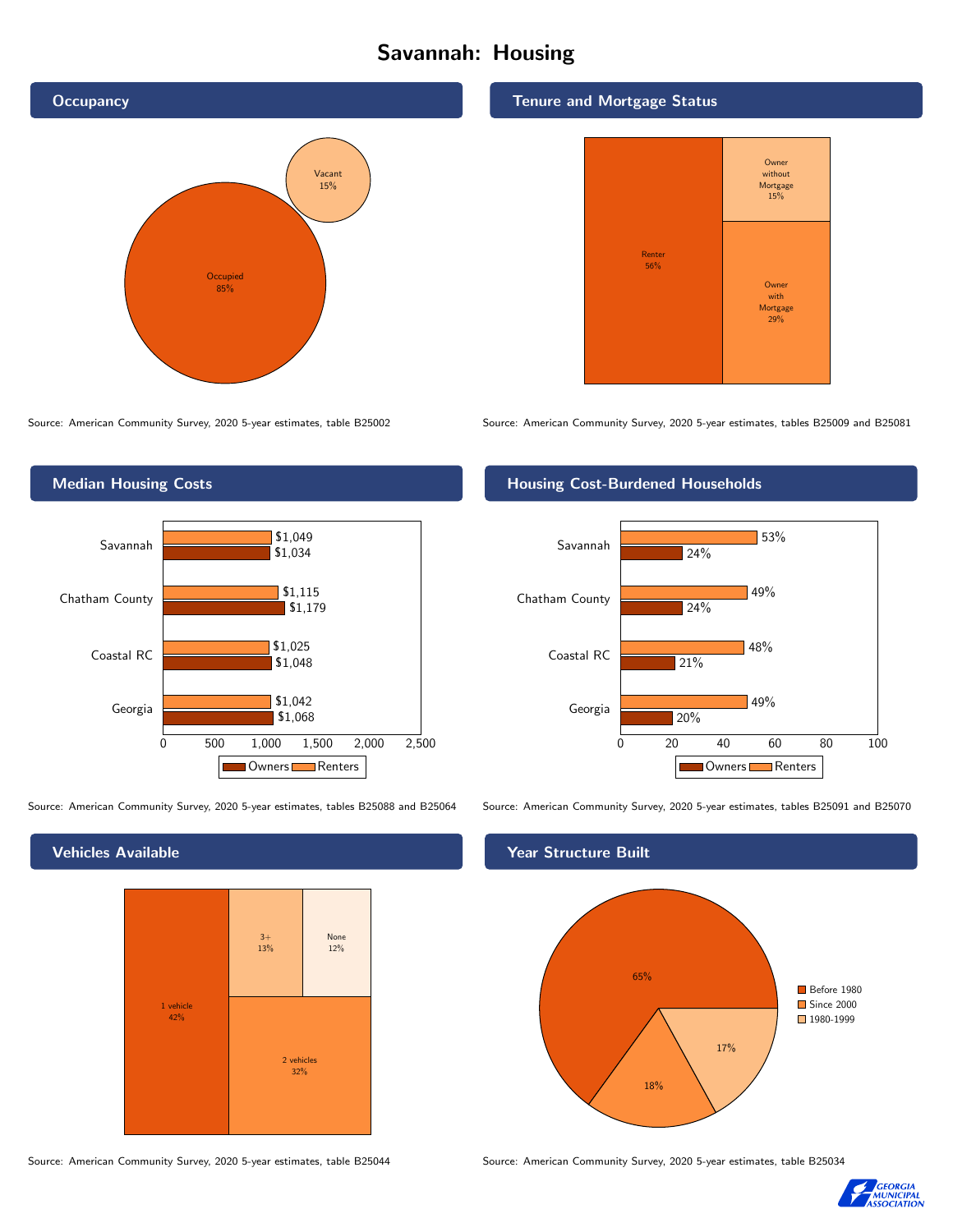# Savannah: Housing

## Occupancy

Vacant
15%

Occupied
85%

Source: American Community Survey, 2020 5-year estimates, table B25002

## Tenure and Mortgage Status

Renter
56%

Owner without Mortgage
15%

Owner with Mortgage
29%

Source: American Community Survey, 2020 5-year estimates, tables B25009 and B25081

## Median Housing Costs

Savannah
$1,049
$1,034

Chatham County
$1,115
$1,179

Coastal RC
$1,025
$1,048

Georgia
$1,042
$1,068

0
500
1,000
1,500
2,000
2,500

Owners Renters

Source: American Community Survey, 2020 5-year estimates, tables B25088 and B25064

## Housing Cost-Burdened Households

Savannah
53%
24%

Chatham County
49%
24%

Coastal RC
48%
21%

Georgia
49%
20%

0
20
40
60
80
100

Owners Renters

Source: American Community Survey, 2020 5-year estimates, tables B25091 and B25070

## Vehicles Available

1 vehicle
42%

3+
13%

None
12%

2 vehicles
32%

Source: American Community Survey, 2020 5-year estimates, table B25044

## Year Structure Built

65%
18%
17%

Before 1980
Since 2000
1980-1999

Source: American Community Survey, 2020 5-year estimates, table B25034